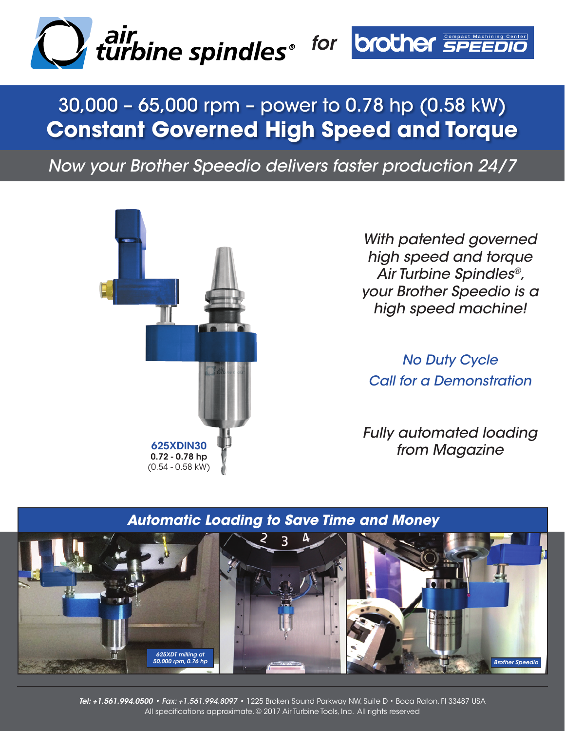air turbine spindles® for brother Compact Machining Center SPEEDIO

# 30,000 – 65,000 rpm – power to 0.78 hp (0.58 kW)
# Constant Governed High Speed and Torque

*Now your Brother Speedio delivers faster production 24/7*

**625XDIN30**
**0.72 - 0.78 hp**
(0.54 - 0.58 kW)

*With patented governed high speed and torque Air Turbine Spindles®, your Brother Speedio is a high speed machine!*

*No Duty Cycle*
*Call for a Demonstration*

*Fully automated loading from Magazine*

## *Automatic Loading to Save Time and Money*

*625XDT milling at 50,000 rpm, 0.76 hp*

*Brother Speedio*

*Tel: +1.561.994.0500 • Fax: +1.561.994.8097 •* 1225 Broken Sound Parkway NW, Suite D • Boca Raton, Fl 33487 USA
All specifications approximate. © 2017 Air Turbine Tools, Inc. All rights reserved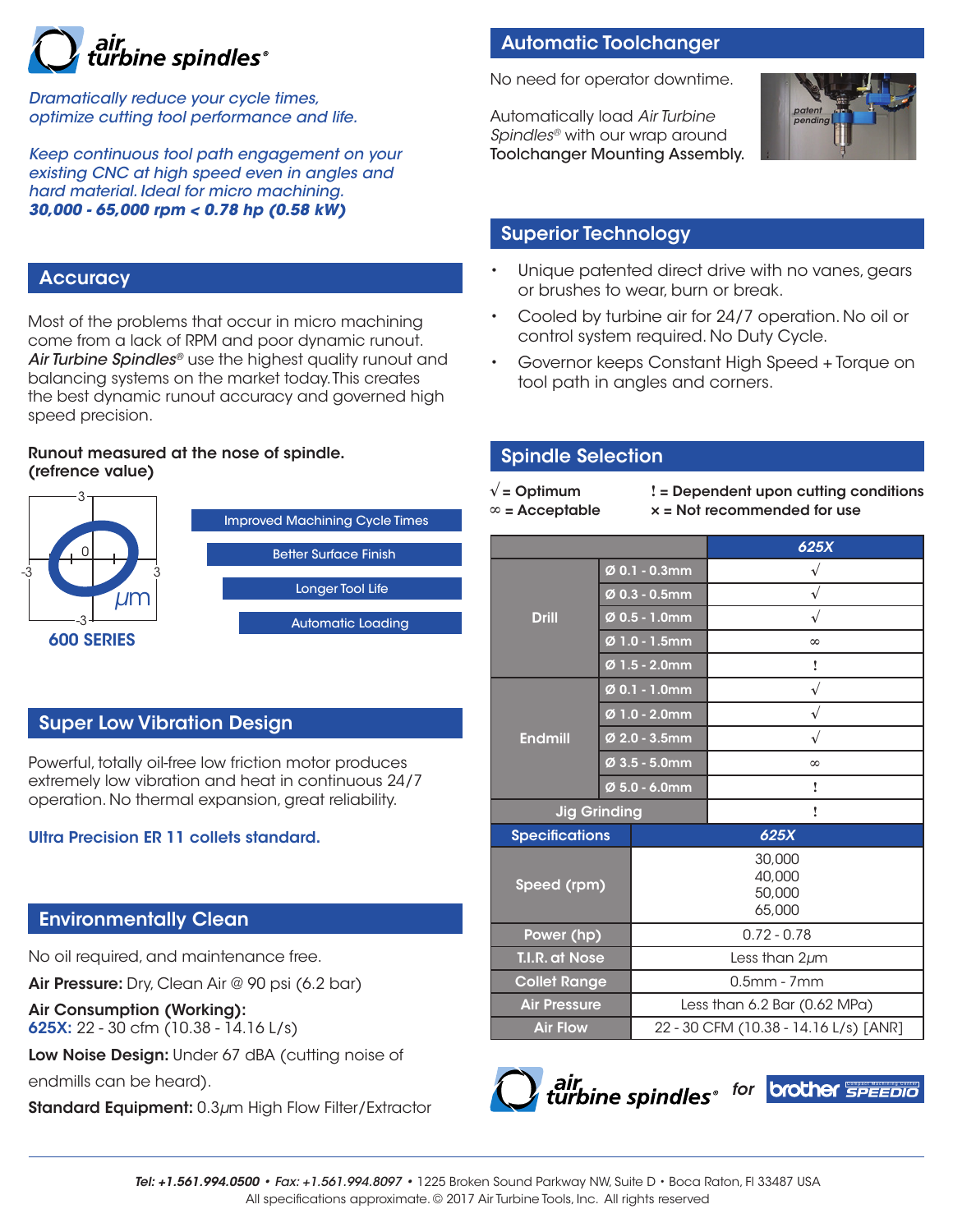air turbine spindles®

*Dramatically reduce your cycle times, optimize cutting tool performance and life.*

*Keep continuous tool path engagement on your existing CNC at high speed even in angles and hard material. Ideal for micro machining.*
***30,000 - 65,000 rpm < 0.78 hp (0.58 kW)***

## Accuracy

Most of the problems that occur in micro machining come from a lack of RPM and poor dynamic runout. *Air Turbine Spindles®* use the highest quality runout and balancing systems on the market today. This creates the best dynamic runout accuracy and governed high speed precision.

**Runout measured at the nose of spindle. (refrence value)**

3
-3
0
3
-3
μm

**600 SERIES**

- Improved Machining Cycle Times
- Better Surface Finish
- Longer Tool Life
- Automatic Loading

## Super Low Vibration Design

Powerful, totally oil-free low friction motor produces extremely low vibration and heat in continuous 24/7 operation. No thermal expansion, great reliability.

**Ultra Precision ER 11 collets standard.**

## Environmentally Clean

No oil required, and maintenance free.

**Air Pressure:** Dry, Clean Air @ 90 psi (6.2 bar)

**Air Consumption (Working):**
**625X:** 22 - 30 cfm (10.38 - 14.16 L/s)

**Low Noise Design:** Under 67 dBA (cutting noise of endmills can be heard).

**Standard Equipment:** 0.3μm High Flow Filter/Extractor

## Automatic Toolchanger

No need for operator downtime.

Automatically load *Air Turbine Spindles®* with our wrap around Toolchanger Mounting Assembly.

patent pending

## Superior Technology

- Unique patented direct drive with no vanes, gears or brushes to wear, burn or break.
- Cooled by turbine air for 24/7 operation. No oil or control system required. No Duty Cycle.
- Governor keeps Constant High Speed + Torque on tool path in angles and corners.

## Spindle Selection

√ = Optimum
∞ = Acceptable
! = Dependent upon cutting conditions
× = Not recommended for use

| | | 625X |
|---|---|---|
| Drill | Ø 0.1 - 0.3mm | √ |
| | Ø 0.3 - 0.5mm | √ |
| | Ø 0.5 - 1.0mm | √ |
| | Ø 1.0 - 1.5mm | ∞ |
| | Ø 1.5 - 2.0mm | ! |
| Endmill | Ø 0.1 - 1.0mm | √ |
| | Ø 1.0 - 2.0mm | √ |
| | Ø 2.0 - 3.5mm | √ |
| | Ø 3.5 - 5.0mm | ∞ |
| | Ø 5.0 - 6.0mm | ! |
| Jig Grinding | | ! |

| Specifications | 625X |
|---|---|
| Speed (rpm) | 30,000<br>40,000<br>50,000<br>65,000 |
| Power (hp) | 0.72 - 0.78 |
| T.I.R. at Nose | Less than 2μm |
| Collet Range | 0.5mm - 7mm |
| Air Pressure | Less than 6.2 Bar (0.62 MPa) |
| Air Flow | 22 - 30 CFM (10.38 - 14.16 L/s) [ANR] |

air turbine spindles® *for* brother SPEEDIO

*Tel: +1.561.994.0500* • *Fax: +1.561.994.8097* • 1225 Broken Sound Parkway NW, Suite D • Boca Raton, Fl 33487 USA
All specifications approximate. © 2017 Air Turbine Tools, Inc. All rights reserved